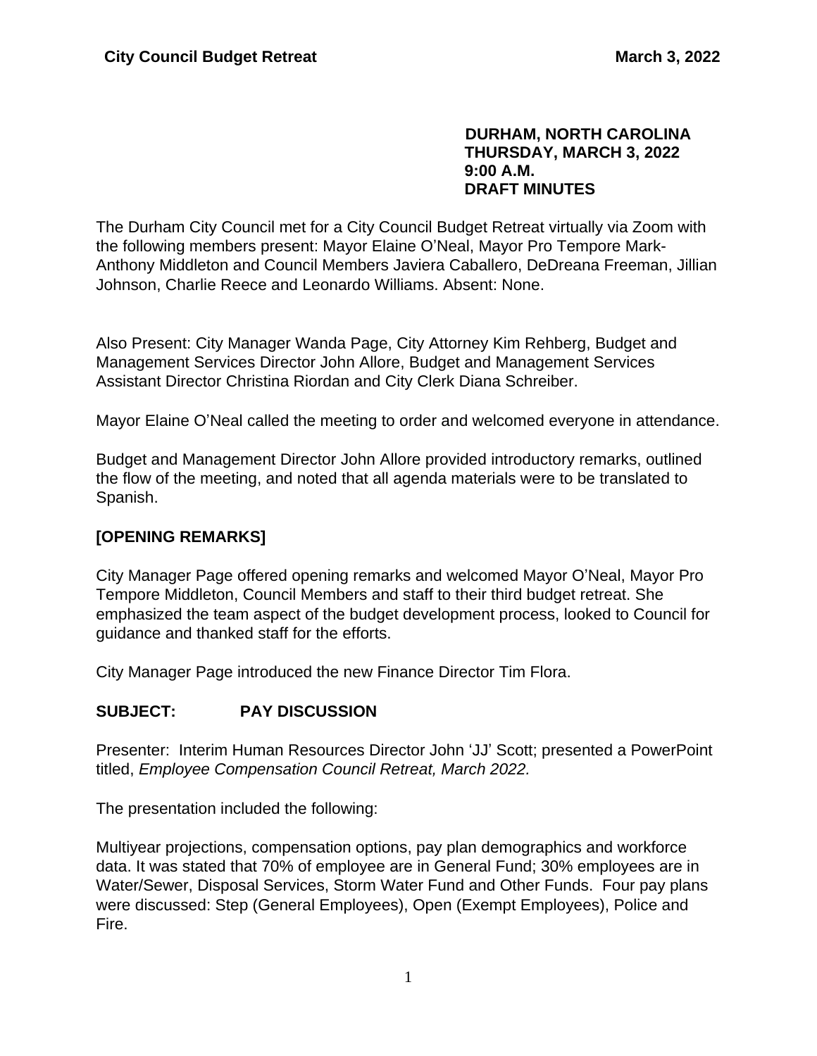**DURHAM, NORTH CAROLINA**
**THURSDAY, MARCH 3, 2022**
**9:00 A.M.**
**DRAFT MINUTES**

The Durham City Council met for a City Council Budget Retreat virtually via Zoom with the following members present: Mayor Elaine O'Neal, Mayor Pro Tempore Mark-Anthony Middleton and Council Members Javiera Caballero, DeDreana Freeman, Jillian Johnson, Charlie Reece and Leonardo Williams. Absent: None.

Also Present: City Manager Wanda Page, City Attorney Kim Rehberg, Budget and Management Services Director John Allore, Budget and Management Services Assistant Director Christina Riordan and City Clerk Diana Schreiber.

Mayor Elaine O'Neal called the meeting to order and welcomed everyone in attendance.

Budget and Management Director John Allore provided introductory remarks, outlined the flow of the meeting, and noted that all agenda materials were to be translated to Spanish.

## [OPENING REMARKS]

City Manager Page offered opening remarks and welcomed Mayor O'Neal, Mayor Pro Tempore Middleton, Council Members and staff to their third budget retreat. She emphasized the team aspect of the budget development process, looked to Council for guidance and thanked staff for the efforts.

City Manager Page introduced the new Finance Director Tim Flora.

## SUBJECT: PAY DISCUSSION

Presenter: Interim Human Resources Director John 'JJ' Scott; presented a PowerPoint titled, *Employee Compensation Council Retreat, March 2022.*

The presentation included the following:

Multiyear projections, compensation options, pay plan demographics and workforce data. It was stated that 70% of employee are in General Fund; 30% employees are in Water/Sewer, Disposal Services, Storm Water Fund and Other Funds. Four pay plans were discussed: Step (General Employees), Open (Exempt Employees), Police and Fire.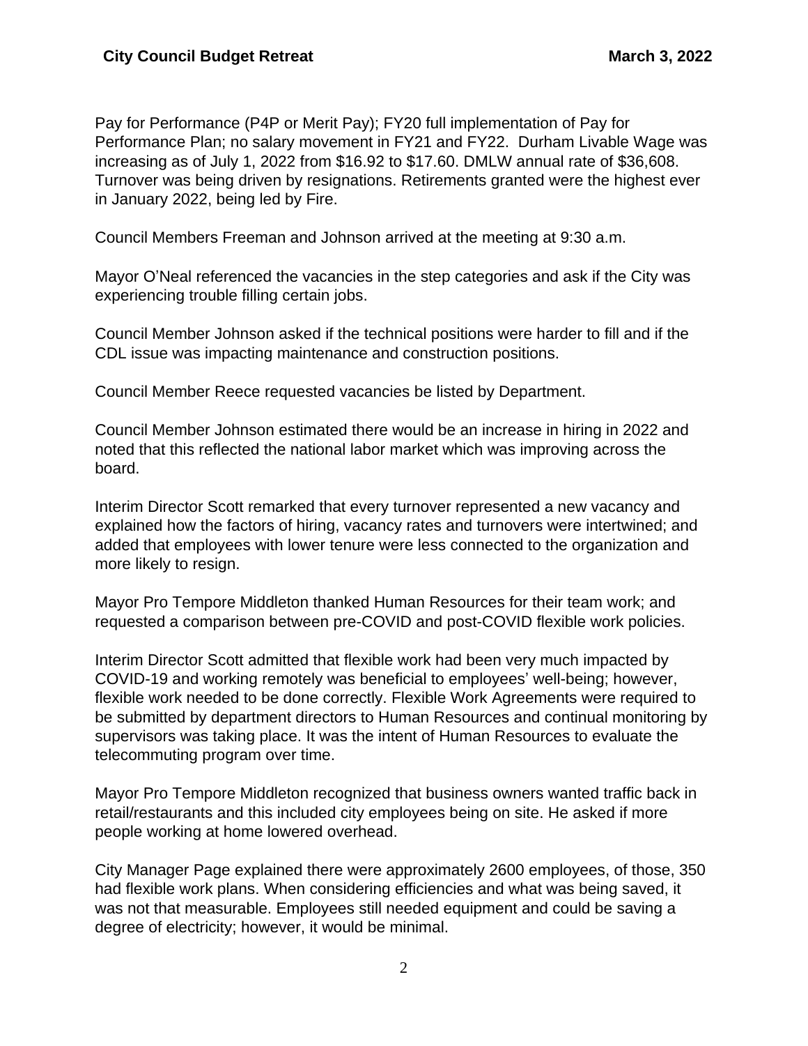Pay for Performance (P4P or Merit Pay); FY20 full implementation of Pay for Performance Plan; no salary movement in FY21 and FY22. Durham Livable Wage was increasing as of July 1, 2022 from $16.92 to $17.60. DMLW annual rate of $36,608. Turnover was being driven by resignations. Retirements granted were the highest ever in January 2022, being led by Fire.

Council Members Freeman and Johnson arrived at the meeting at 9:30 a.m.

Mayor O'Neal referenced the vacancies in the step categories and ask if the City was experiencing trouble filling certain jobs.

Council Member Johnson asked if the technical positions were harder to fill and if the CDL issue was impacting maintenance and construction positions.

Council Member Reece requested vacancies be listed by Department.

Council Member Johnson estimated there would be an increase in hiring in 2022 and noted that this reflected the national labor market which was improving across the board.

Interim Director Scott remarked that every turnover represented a new vacancy and explained how the factors of hiring, vacancy rates and turnovers were intertwined; and added that employees with lower tenure were less connected to the organization and more likely to resign.

Mayor Pro Tempore Middleton thanked Human Resources for their team work; and requested a comparison between pre-COVID and post-COVID flexible work policies.

Interim Director Scott admitted that flexible work had been very much impacted by COVID-19 and working remotely was beneficial to employees' well-being; however, flexible work needed to be done correctly. Flexible Work Agreements were required to be submitted by department directors to Human Resources and continual monitoring by supervisors was taking place. It was the intent of Human Resources to evaluate the telecommuting program over time.

Mayor Pro Tempore Middleton recognized that business owners wanted traffic back in retail/restaurants and this included city employees being on site. He asked if more people working at home lowered overhead.

City Manager Page explained there were approximately 2600 employees, of those, 350 had flexible work plans. When considering efficiencies and what was being saved, it was not that measurable. Employees still needed equipment and could be saving a degree of electricity; however, it would be minimal.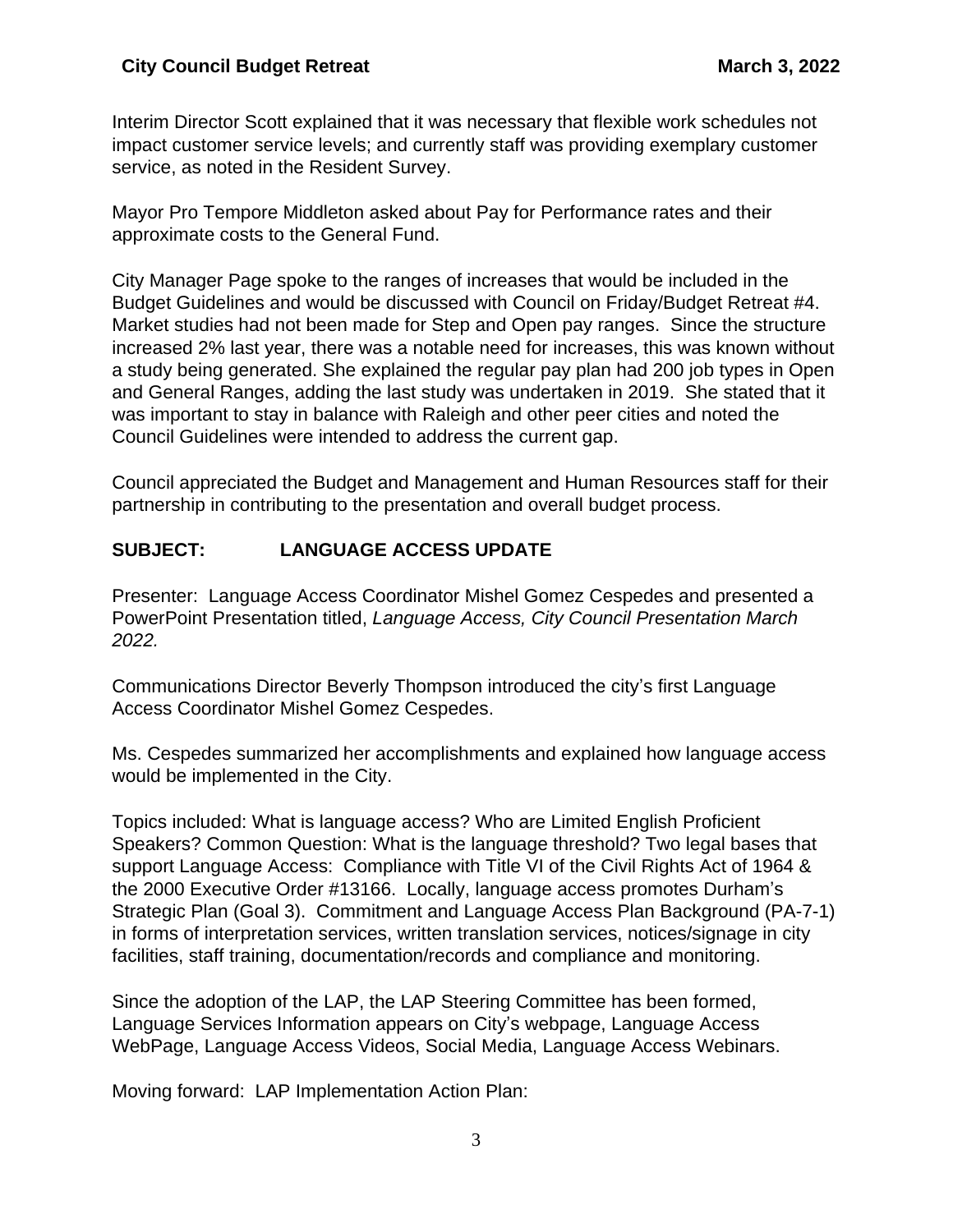Interim Director Scott explained that it was necessary that flexible work schedules not impact customer service levels; and currently staff was providing exemplary customer service, as noted in the Resident Survey.

Mayor Pro Tempore Middleton asked about Pay for Performance rates and their approximate costs to the General Fund.

City Manager Page spoke to the ranges of increases that would be included in the Budget Guidelines and would be discussed with Council on Friday/Budget Retreat #4. Market studies had not been made for Step and Open pay ranges. Since the structure increased 2% last year, there was a notable need for increases, this was known without a study being generated. She explained the regular pay plan had 200 job types in Open and General Ranges, adding the last study was undertaken in 2019. She stated that it was important to stay in balance with Raleigh and other peer cities and noted the Council Guidelines were intended to address the current gap.

Council appreciated the Budget and Management and Human Resources staff for their partnership in contributing to the presentation and overall budget process.

**SUBJECT: LANGUAGE ACCESS UPDATE**

Presenter: Language Access Coordinator Mishel Gomez Cespedes and presented a PowerPoint Presentation titled, *Language Access, City Council Presentation March 2022.*

Communications Director Beverly Thompson introduced the city's first Language Access Coordinator Mishel Gomez Cespedes.

Ms. Cespedes summarized her accomplishments and explained how language access would be implemented in the City.

Topics included: What is language access? Who are Limited English Proficient Speakers? Common Question: What is the language threshold? Two legal bases that support Language Access: Compliance with Title VI of the Civil Rights Act of 1964 & the 2000 Executive Order #13166. Locally, language access promotes Durham's Strategic Plan (Goal 3). Commitment and Language Access Plan Background (PA-7-1) in forms of interpretation services, written translation services, notices/signage in city facilities, staff training, documentation/records and compliance and monitoring.

Since the adoption of the LAP, the LAP Steering Committee has been formed, Language Services Information appears on City's webpage, Language Access WebPage, Language Access Videos, Social Media, Language Access Webinars.

Moving forward: LAP Implementation Action Plan: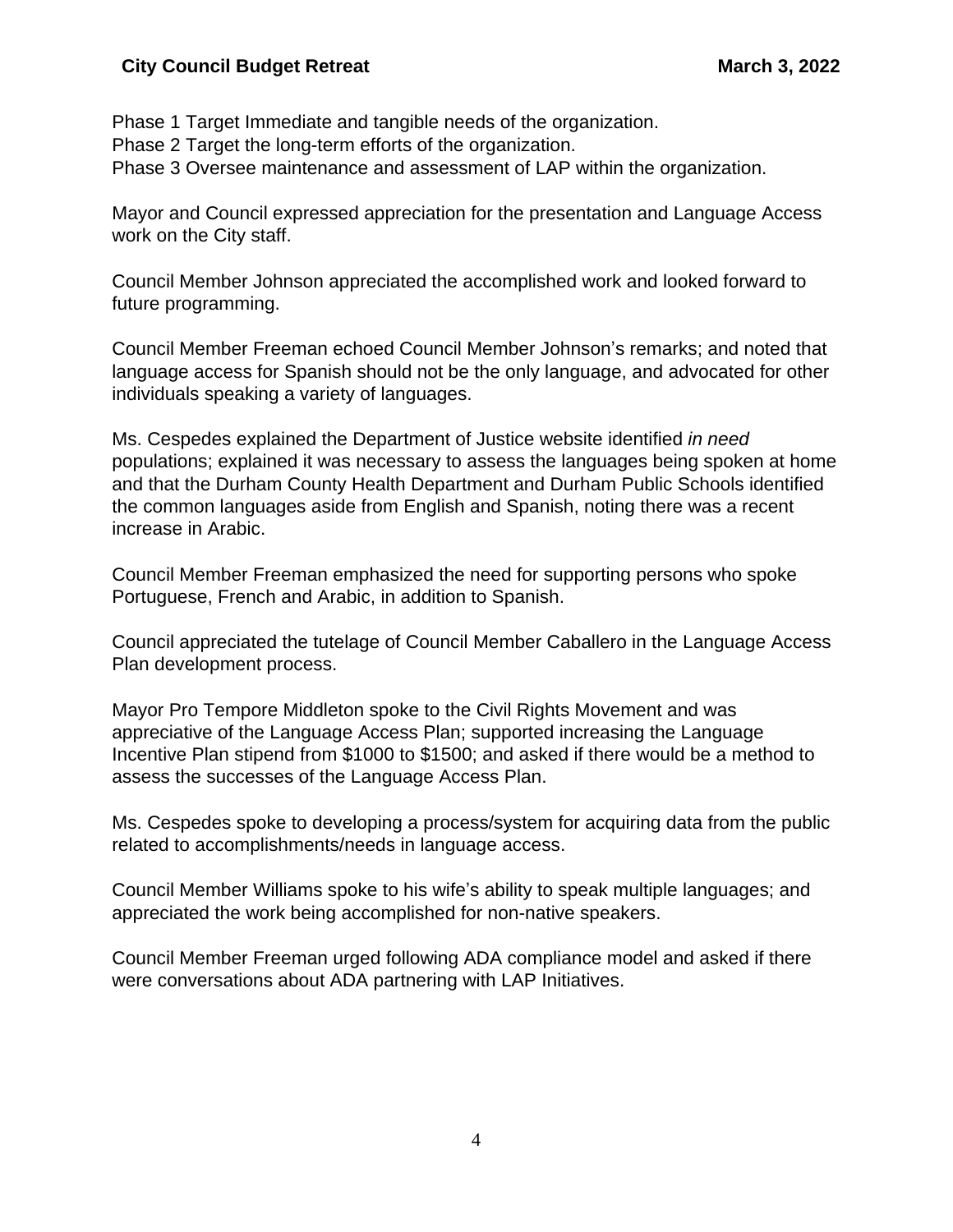Phase 1 Target Immediate and tangible needs of the organization.
Phase 2 Target the long-term efforts of the organization.
Phase 3 Oversee maintenance and assessment of LAP within the organization.

Mayor and Council expressed appreciation for the presentation and Language Access work on the City staff.

Council Member Johnson appreciated the accomplished work and looked forward to future programming.

Council Member Freeman echoed Council Member Johnson's remarks; and noted that language access for Spanish should not be the only language, and advocated for other individuals speaking a variety of languages.

Ms. Cespedes explained the Department of Justice website identified *in need* populations; explained it was necessary to assess the languages being spoken at home and that the Durham County Health Department and Durham Public Schools identified the common languages aside from English and Spanish, noting there was a recent increase in Arabic.

Council Member Freeman emphasized the need for supporting persons who spoke Portuguese, French and Arabic, in addition to Spanish.

Council appreciated the tutelage of Council Member Caballero in the Language Access Plan development process.

Mayor Pro Tempore Middleton spoke to the Civil Rights Movement and was appreciative of the Language Access Plan; supported increasing the Language Incentive Plan stipend from $1000 to $1500; and asked if there would be a method to assess the successes of the Language Access Plan.

Ms. Cespedes spoke to developing a process/system for acquiring data from the public related to accomplishments/needs in language access.

Council Member Williams spoke to his wife's ability to speak multiple languages; and appreciated the work being accomplished for non-native speakers.

Council Member Freeman urged following ADA compliance model and asked if there were conversations about ADA partnering with LAP Initiatives.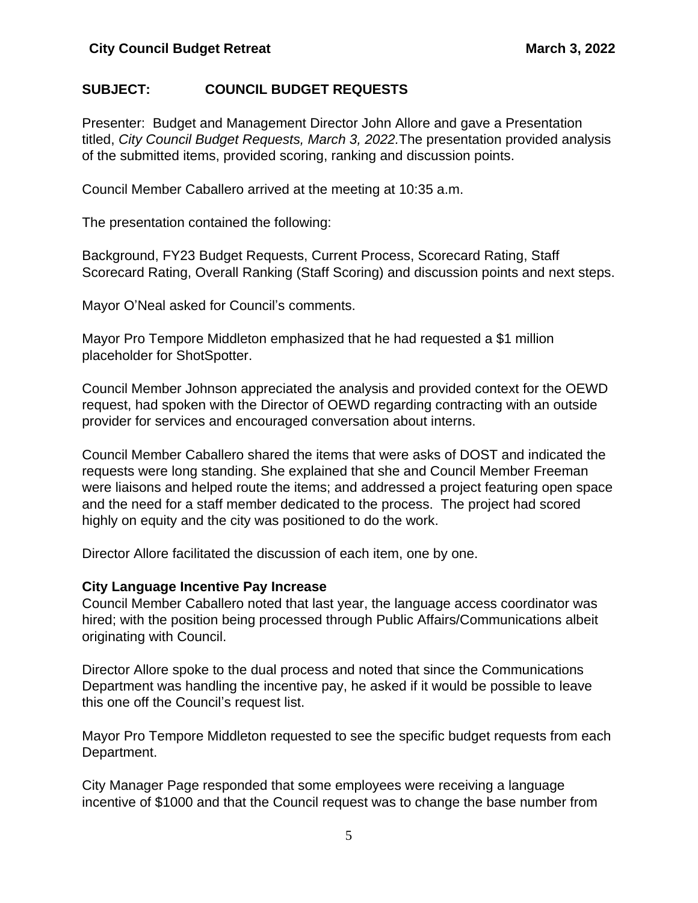## SUBJECT: COUNCIL BUDGET REQUESTS

Presenter: Budget and Management Director John Allore and gave a Presentation titled, *City Council Budget Requests, March 3, 2022.*The presentation provided analysis of the submitted items, provided scoring, ranking and discussion points.

Council Member Caballero arrived at the meeting at 10:35 a.m.

The presentation contained the following:

Background, FY23 Budget Requests, Current Process, Scorecard Rating, Staff Scorecard Rating, Overall Ranking (Staff Scoring) and discussion points and next steps.

Mayor O'Neal asked for Council's comments.

Mayor Pro Tempore Middleton emphasized that he had requested a $1 million placeholder for ShotSpotter.

Council Member Johnson appreciated the analysis and provided context for the OEWD request, had spoken with the Director of OEWD regarding contracting with an outside provider for services and encouraged conversation about interns.

Council Member Caballero shared the items that were asks of DOST and indicated the requests were long standing. She explained that she and Council Member Freeman were liaisons and helped route the items; and addressed a project featuring open space and the need for a staff member dedicated to the process. The project had scored highly on equity and the city was positioned to do the work.

Director Allore facilitated the discussion of each item, one by one.

**City Language Incentive Pay Increase**

Council Member Caballero noted that last year, the language access coordinator was hired; with the position being processed through Public Affairs/Communications albeit originating with Council.

Director Allore spoke to the dual process and noted that since the Communications Department was handling the incentive pay, he asked if it would be possible to leave this one off the Council's request list.

Mayor Pro Tempore Middleton requested to see the specific budget requests from each Department.

City Manager Page responded that some employees were receiving a language incentive of $1000 and that the Council request was to change the base number from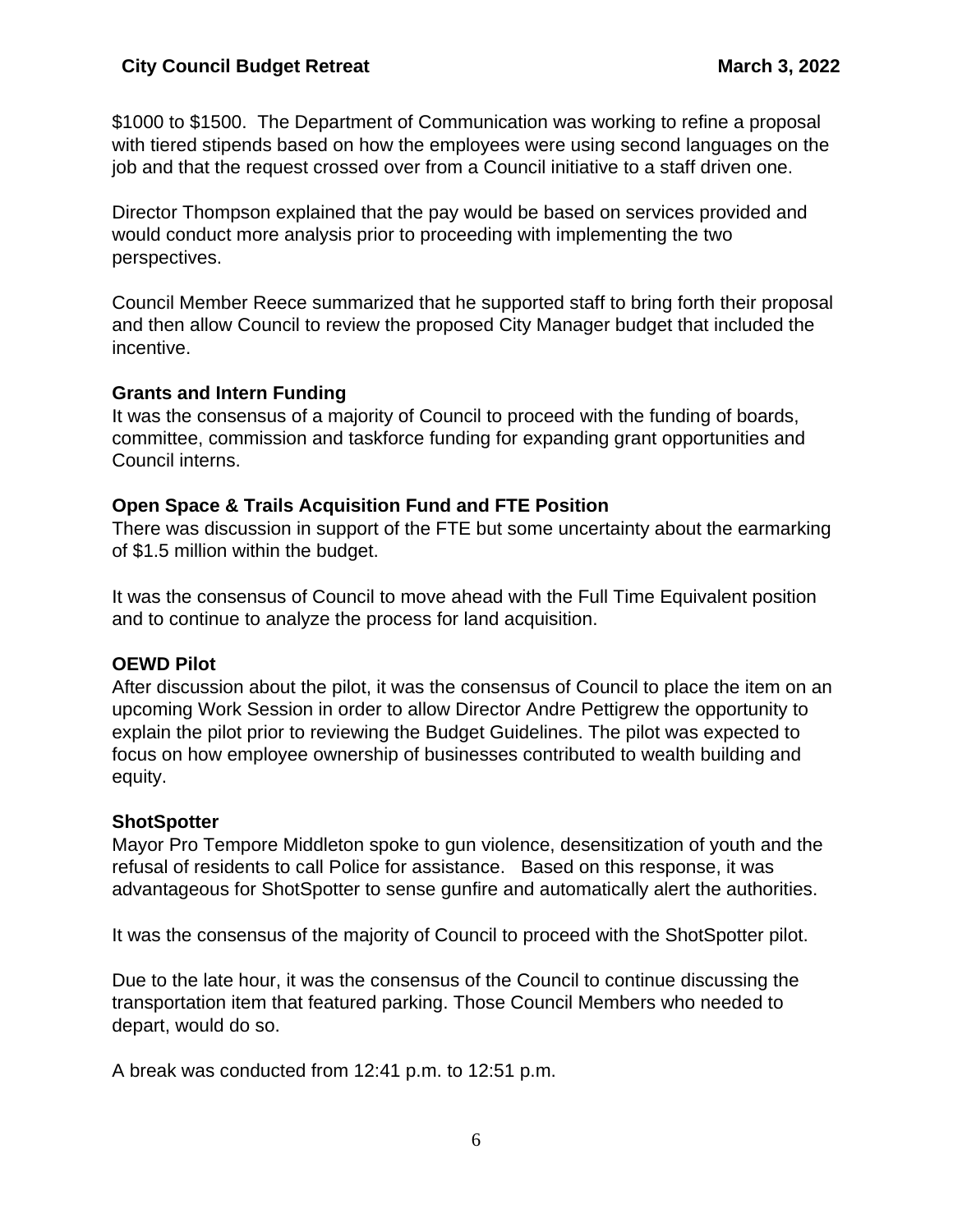$1000 to $1500. The Department of Communication was working to refine a proposal with tiered stipends based on how the employees were using second languages on the job and that the request crossed over from a Council initiative to a staff driven one.

Director Thompson explained that the pay would be based on services provided and would conduct more analysis prior to proceeding with implementing the two perspectives.

Council Member Reece summarized that he supported staff to bring forth their proposal and then allow Council to review the proposed City Manager budget that included the incentive.

**Grants and Intern Funding**

It was the consensus of a majority of Council to proceed with the funding of boards, committee, commission and taskforce funding for expanding grant opportunities and Council interns.

**Open Space & Trails Acquisition Fund and FTE Position**

There was discussion in support of the FTE but some uncertainty about the earmarking of $1.5 million within the budget.

It was the consensus of Council to move ahead with the Full Time Equivalent position and to continue to analyze the process for land acquisition.

**OEWD Pilot**

After discussion about the pilot, it was the consensus of Council to place the item on an upcoming Work Session in order to allow Director Andre Pettigrew the opportunity to explain the pilot prior to reviewing the Budget Guidelines. The pilot was expected to focus on how employee ownership of businesses contributed to wealth building and equity.

**ShotSpotter**

Mayor Pro Tempore Middleton spoke to gun violence, desensitization of youth and the refusal of residents to call Police for assistance. Based on this response, it was advantageous for ShotSpotter to sense gunfire and automatically alert the authorities.

It was the consensus of the majority of Council to proceed with the ShotSpotter pilot.

Due to the late hour, it was the consensus of the Council to continue discussing the transportation item that featured parking. Those Council Members who needed to depart, would do so.

A break was conducted from 12:41 p.m. to 12:51 p.m.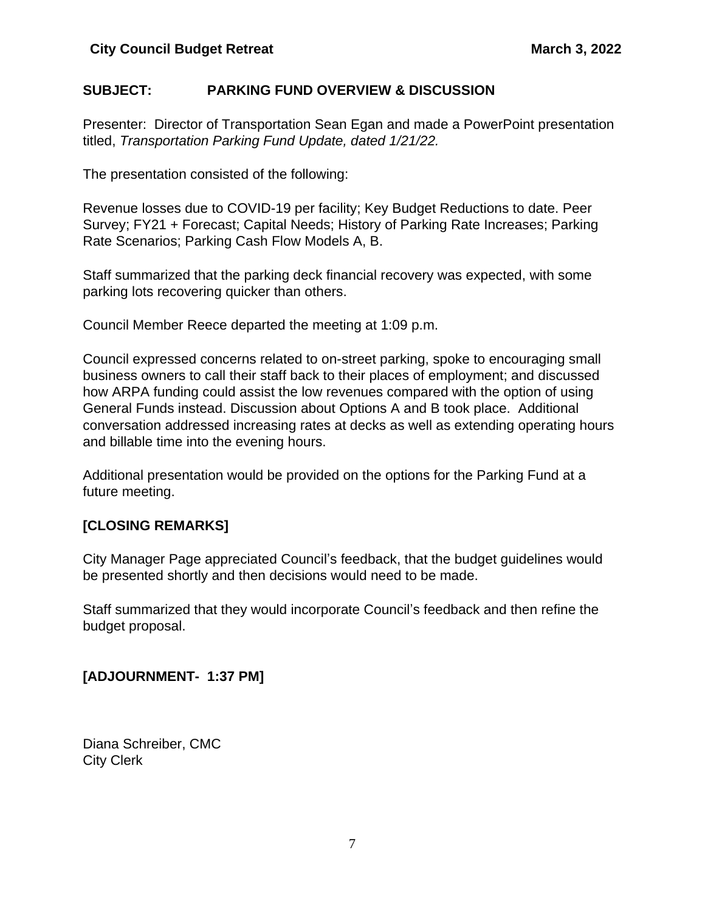**SUBJECT: PARKING FUND OVERVIEW & DISCUSSION**

Presenter: Director of Transportation Sean Egan and made a PowerPoint presentation titled, *Transportation Parking Fund Update, dated 1/21/22.*

The presentation consisted of the following:

Revenue losses due to COVID-19 per facility; Key Budget Reductions to date. Peer Survey; FY21 + Forecast; Capital Needs; History of Parking Rate Increases; Parking Rate Scenarios; Parking Cash Flow Models A, B.

Staff summarized that the parking deck financial recovery was expected, with some parking lots recovering quicker than others.

Council Member Reece departed the meeting at 1:09 p.m.

Council expressed concerns related to on-street parking, spoke to encouraging small business owners to call their staff back to their places of employment; and discussed how ARPA funding could assist the low revenues compared with the option of using General Funds instead. Discussion about Options A and B took place. Additional conversation addressed increasing rates at decks as well as extending operating hours and billable time into the evening hours.

Additional presentation would be provided on the options for the Parking Fund at a future meeting.

**[CLOSING REMARKS]**

City Manager Page appreciated Council's feedback, that the budget guidelines would be presented shortly and then decisions would need to be made.

Staff summarized that they would incorporate Council's feedback and then refine the budget proposal.

**[ADJOURNMENT- 1:37 PM]**

Diana Schreiber, CMC
City Clerk